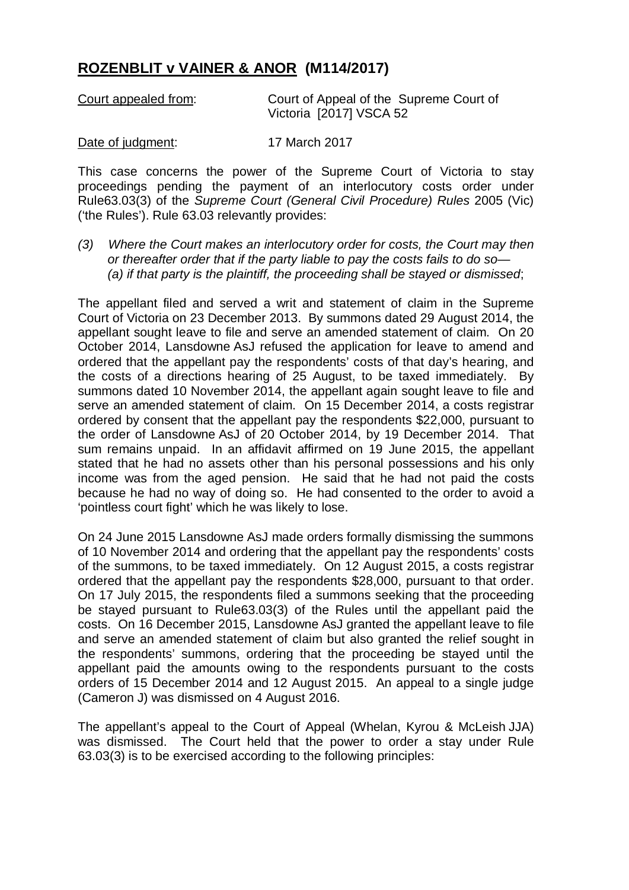# **ROZENBLIT v VAINER & ANOR (M114/2017)**

Court appealed from: Court of Appeal of the Supreme Court of Victoria [2017] VSCA 52

Date of judgment: 17 March 2017

This case concerns the power of the Supreme Court of Victoria to stay proceedings pending the payment of an interlocutory costs order under Rule63.03(3) of the *Supreme Court (General Civil Procedure) Rules* 2005 (Vic) ('the Rules'). Rule 63.03 relevantly provides:

> *(3) Where the Court makes an interlocutory order for costs, the Court may then or thereafter order that if the party liable to pay the costs fails to do so—*
> *(a) if that party is the plaintiff, the proceeding shall be stayed or dismissed*;

The appellant filed and served a writ and statement of claim in the Supreme Court of Victoria on 23 December 2013. By summons dated 29 August 2014, the appellant sought leave to file and serve an amended statement of claim. On 20 October 2014, Lansdowne AsJ refused the application for leave to amend and ordered that the appellant pay the respondents' costs of that day's hearing, and the costs of a directions hearing of 25 August, to be taxed immediately. By summons dated 10 November 2014, the appellant again sought leave to file and serve an amended statement of claim. On 15 December 2014, a costs registrar ordered by consent that the appellant pay the respondents $22,000, pursuant to the order of Lansdowne AsJ of 20 October 2014, by 19 December 2014. That sum remains unpaid. In an affidavit affirmed on 19 June 2015, the appellant stated that he had no assets other than his personal possessions and his only income was from the aged pension. He said that he had not paid the costs because he had no way of doing so. He had consented to the order to avoid a 'pointless court fight' which he was likely to lose.

On 24 June 2015 Lansdowne AsJ made orders formally dismissing the summons of 10 November 2014 and ordering that the appellant pay the respondents' costs of the summons, to be taxed immediately. On 12 August 2015, a costs registrar ordered that the appellant pay the respondents $28,000, pursuant to that order. On 17 July 2015, the respondents filed a summons seeking that the proceeding be stayed pursuant to Rule63.03(3) of the Rules until the appellant paid the costs. On 16 December 2015, Lansdowne AsJ granted the appellant leave to file and serve an amended statement of claim but also granted the relief sought in the respondents' summons, ordering that the proceeding be stayed until the appellant paid the amounts owing to the respondents pursuant to the costs orders of 15 December 2014 and 12 August 2015. An appeal to a single judge (Cameron J) was dismissed on 4 August 2016.

The appellant's appeal to the Court of Appeal (Whelan, Kyrou & McLeish JJA) was dismissed. The Court held that the power to order a stay under Rule 63.03(3) is to be exercised according to the following principles: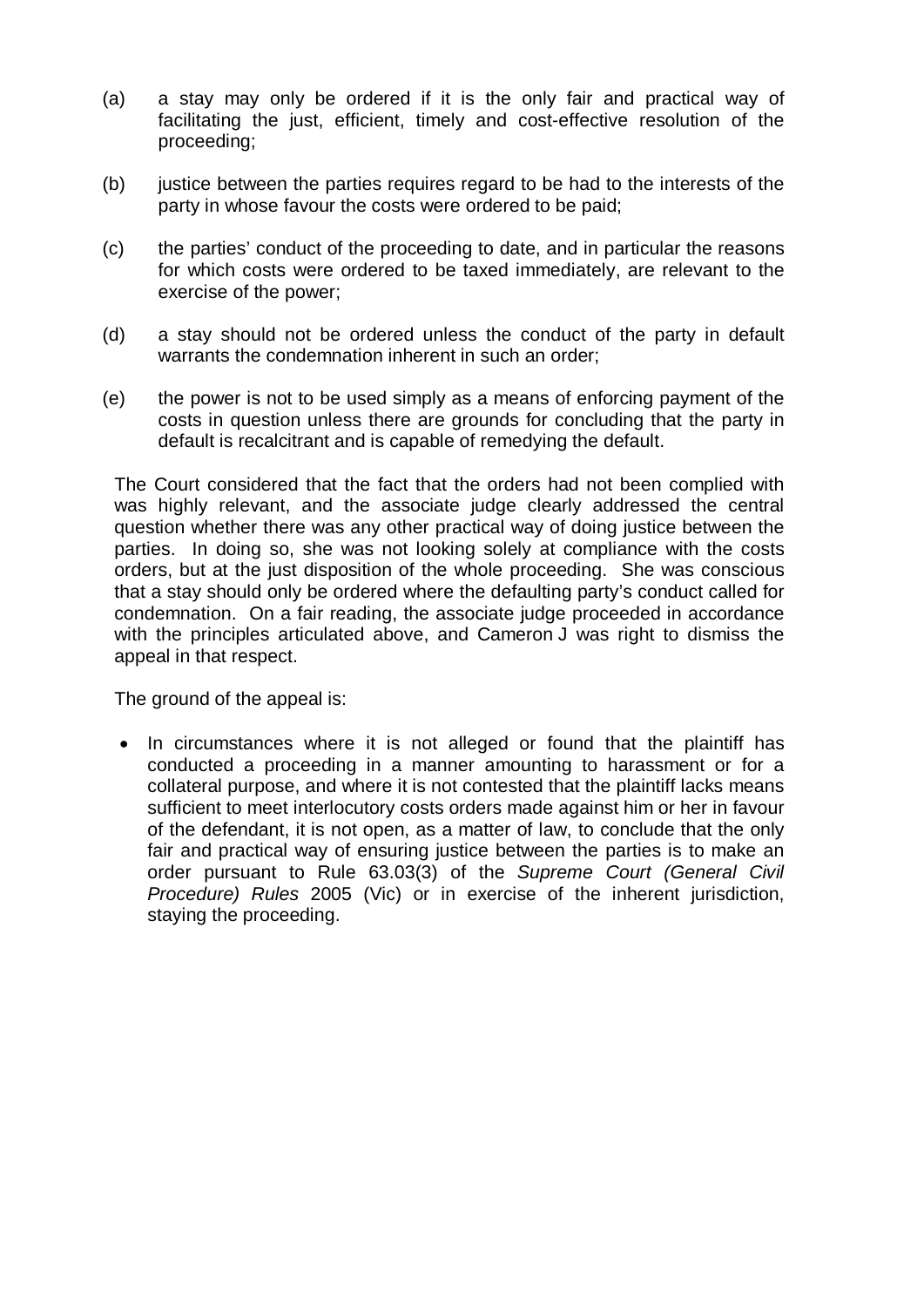(a) a stay may only be ordered if it is the only fair and practical way of facilitating the just, efficient, timely and cost-effective resolution of the proceeding;

(b) justice between the parties requires regard to be had to the interests of the party in whose favour the costs were ordered to be paid;

(c) the parties' conduct of the proceeding to date, and in particular the reasons for which costs were ordered to be taxed immediately, are relevant to the exercise of the power;

(d) a stay should not be ordered unless the conduct of the party in default warrants the condemnation inherent in such an order;

(e) the power is not to be used simply as a means of enforcing payment of the costs in question unless there are grounds for concluding that the party in default is recalcitrant and is capable of remedying the default.

The Court considered that the fact that the orders had not been complied with was highly relevant, and the associate judge clearly addressed the central question whether there was any other practical way of doing justice between the parties. In doing so, she was not looking solely at compliance with the costs orders, but at the just disposition of the whole proceeding. She was conscious that a stay should only be ordered where the defaulting party's conduct called for condemnation. On a fair reading, the associate judge proceeded in accordance with the principles articulated above, and Cameron J was right to dismiss the appeal in that respect.

The ground of the appeal is:

- In circumstances where it is not alleged or found that the plaintiff has conducted a proceeding in a manner amounting to harassment or for a collateral purpose, and where it is not contested that the plaintiff lacks means sufficient to meet interlocutory costs orders made against him or her in favour of the defendant, it is not open, as a matter of law, to conclude that the only fair and practical way of ensuring justice between the parties is to make an order pursuant to Rule 63.03(3) of the *Supreme Court (General Civil Procedure) Rules* 2005 (Vic) or in exercise of the inherent jurisdiction, staying the proceeding.